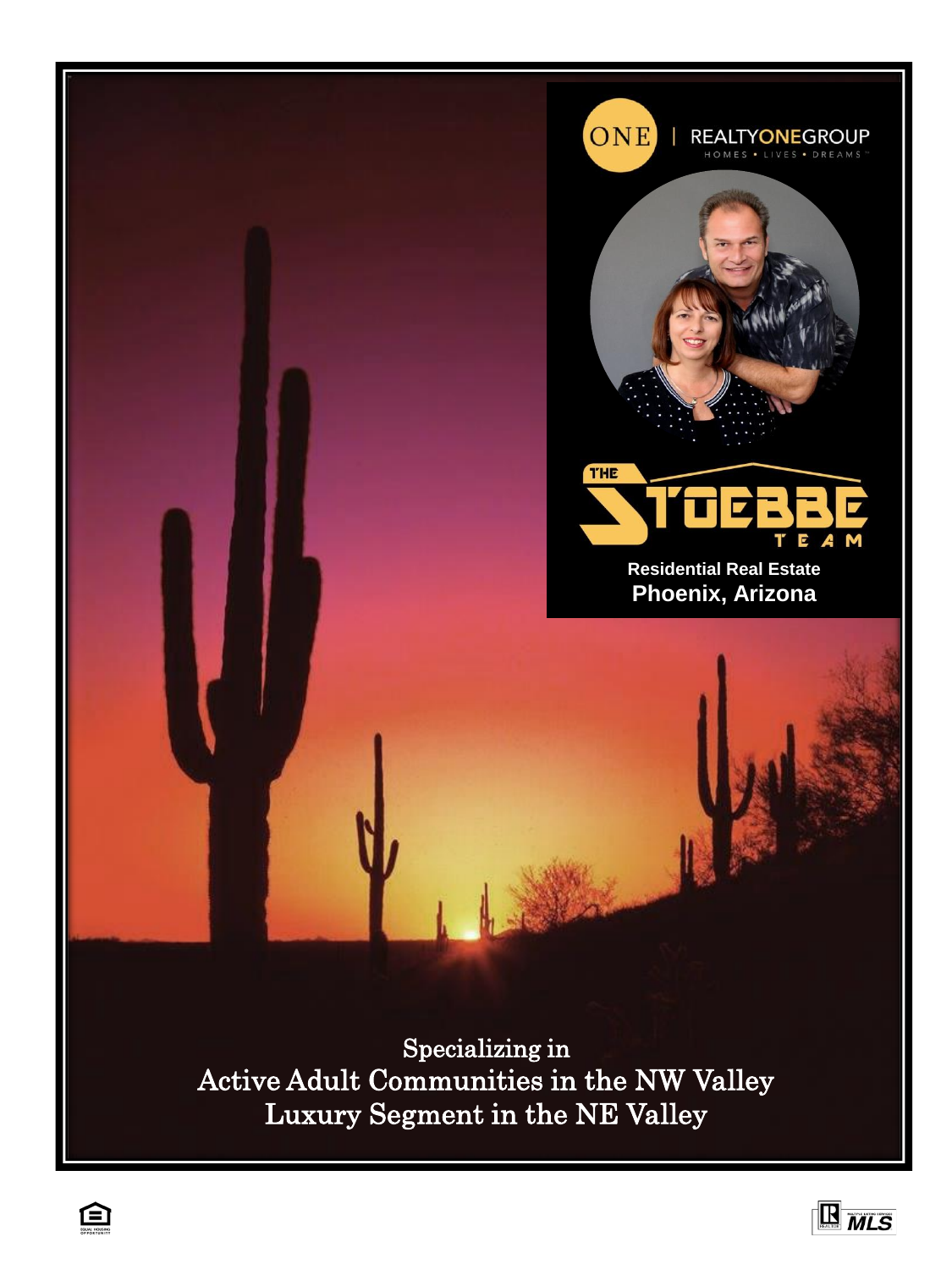ONE | REALTYONEGROUP

HOMES • LIVES • DREAMS

THE STOEBBE TEAM

**Residential Real Estate**

**Phoenix, Arizona**

Specializing in

Active Adult Communities in the NW Valley

Luxury Segment in the NE Valley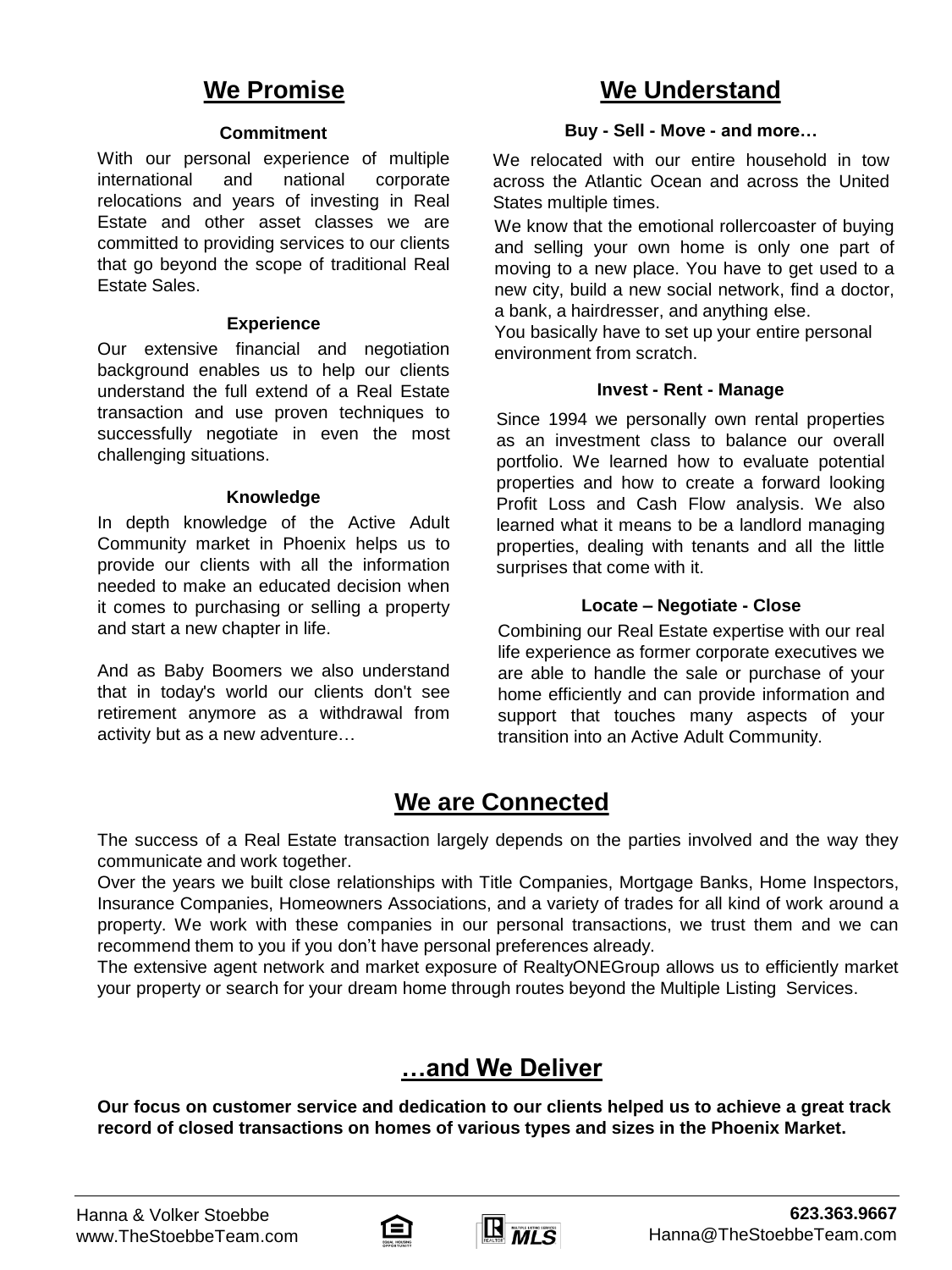## We Promise

### Commitment

With our personal experience of multiple international and national corporate relocations and years of investing in Real Estate and other asset classes we are committed to providing services to our clients that go beyond the scope of traditional Real Estate Sales.

### Experience

Our extensive financial and negotiation background enables us to help our clients understand the full extend of a Real Estate transaction and use proven techniques to successfully negotiate in even the most challenging situations.

### Knowledge

In depth knowledge of the Active Adult Community market in Phoenix helps us to provide our clients with all the information needed to make an educated decision when it comes to purchasing or selling a property and start a new chapter in life.

And as Baby Boomers we also understand that in today's world our clients don't see retirement anymore as a withdrawal from activity but as a new adventure…

## We Understand

### Buy - Sell - Move - and more…

We relocated with our entire household in tow across the Atlantic Ocean and across the United States multiple times.

We know that the emotional rollercoaster of buying and selling your own home is only one part of moving to a new place. You have to get used to a new city, build a new social network, find a doctor, a bank, a hairdresser, and anything else.

You basically have to set up your entire personal environment from scratch.

### Invest - Rent - Manage

Since 1994 we personally own rental properties as an investment class to balance our overall portfolio. We learned how to evaluate potential properties and how to create a forward looking Profit Loss and Cash Flow analysis. We also learned what it means to be a landlord managing properties, dealing with tenants and all the little surprises that come with it.

### Locate – Negotiate - Close

Combining our Real Estate expertise with our real life experience as former corporate executives we are able to handle the sale or purchase of your home efficiently and can provide information and support that touches many aspects of your transition into an Active Adult Community.

## We are Connected

The success of a Real Estate transaction largely depends on the parties involved and the way they communicate and work together.

Over the years we built close relationships with Title Companies, Mortgage Banks, Home Inspectors, Insurance Companies, Homeowners Associations, and a variety of trades for all kind of work around a property. We work with these companies in our personal transactions, we trust them and we can recommend them to you if you don't have personal preferences already.

The extensive agent network and market exposure of RealtyONEGroup allows us to efficiently market your property or search for your dream home through routes beyond the Multiple Listing Services.

## …and We Deliver

**Our focus on customer service and dedication to our clients helped us to achieve a great track record of closed transactions on homes of various types and sizes in the Phoenix Market.**

Hanna & Volker Stoebbe
www.TheStoebbeTeam.com

**623.363.9667**
Hanna@TheStoebbeTeam.com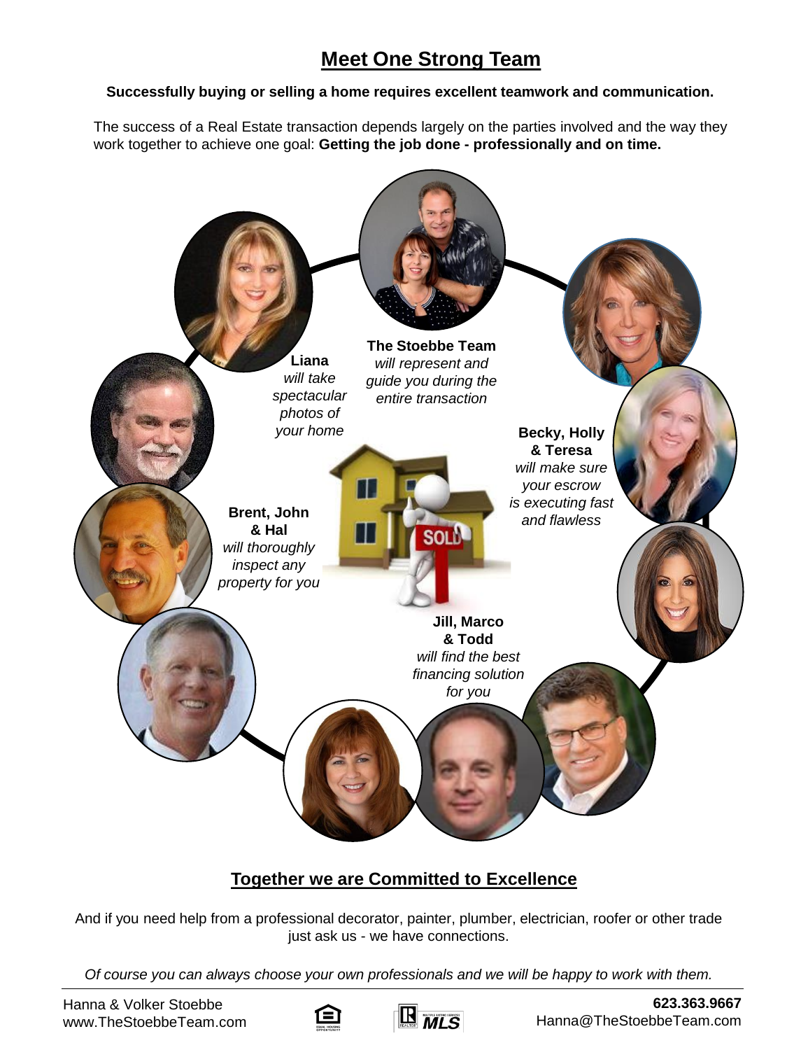## Meet One Strong Team

**Successfully buying or selling a home requires excellent teamwork and communication.**

The success of a Real Estate transaction depends largely on the parties involved and the way they work together to achieve one goal: **Getting the job done - professionally and on time.**

**The Stoebbe Team** *will represent and guide you during the entire transaction*

**Liana** *will take spectacular photos of your home*

**Becky, Holly & Teresa** *will make sure your escrow is executing fast and flawless*

**Brent, John & Hal** *will thoroughly inspect any property for you*

**Jill, Marco & Todd** *will find the best financing solution for you*

## Together we are Committed to Excellence

And if you need help from a professional decorator, painter, plumber, electrician, roofer or other trade just ask us - we have connections.

*Of course you can always choose your own professionals and we will be happy to work with them.*

Hanna & Volker Stoebbe
www.TheStoebbeTeam.com

**623.363.9667**
Hanna@TheStoebbeTeam.com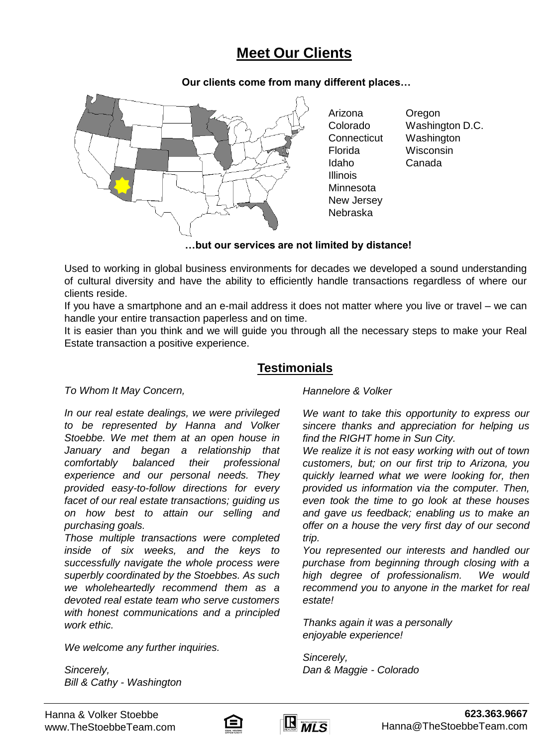# Meet Our Clients

**Our clients come from many different places…**

- Arizona
- Colorado
- Connecticut
- Florida
- Idaho
- Illinois
- Minnesota
- New Jersey
- Nebraska
- Oregon
- Washington D.C.
- Washington
- Wisconsin
- Canada

**…but our services are not limited by distance!**

Used to working in global business environments for decades we developed a sound understanding of cultural diversity and have the ability to efficiently handle transactions regardless of where our clients reside.
If you have a smartphone and an e-mail address it does not matter where you live or travel – we can handle your entire transaction paperless and on time.
It is easier than you think and we will guide you through all the necessary steps to make your Real Estate transaction a positive experience.

## Testimonials

*To Whom It May Concern,*

*In our real estate dealings, we were privileged to be represented by Hanna and Volker Stoebbe. We met them at an open house in January and began a relationship that comfortably balanced their professional experience and our personal needs. They provided easy-to-follow directions for every facet of our real estate transactions; guiding us on how best to attain our selling and purchasing goals.*
*Those multiple transactions were completed inside of six weeks, and the keys to successfully navigate the whole process were superbly coordinated by the Stoebbes. As such we wholeheartedly recommend them as a devoted real estate team who serve customers with honest communications and a principled work ethic.*

*We welcome any further inquiries.*

*Sincerely,*
*Bill & Cathy - Washington*

*Hannelore & Volker*

*We want to take this opportunity to express our sincere thanks and appreciation for helping us find the RIGHT home in Sun City.*
*We realize it is not easy working with out of town customers, but; on our first trip to Arizona, you quickly learned what we were looking for, then provided us information via the computer. Then, even took the time to go look at these houses and gave us feedback; enabling us to make an offer on a house the very first day of our second trip.*
*You represented our interests and handled our purchase from beginning through closing with a high degree of professionalism. We would recommend you to anyone in the market for real estate!*

*Thanks again it was a personally enjoyable experience!*

*Sincerely,*
*Dan & Maggie - Colorado*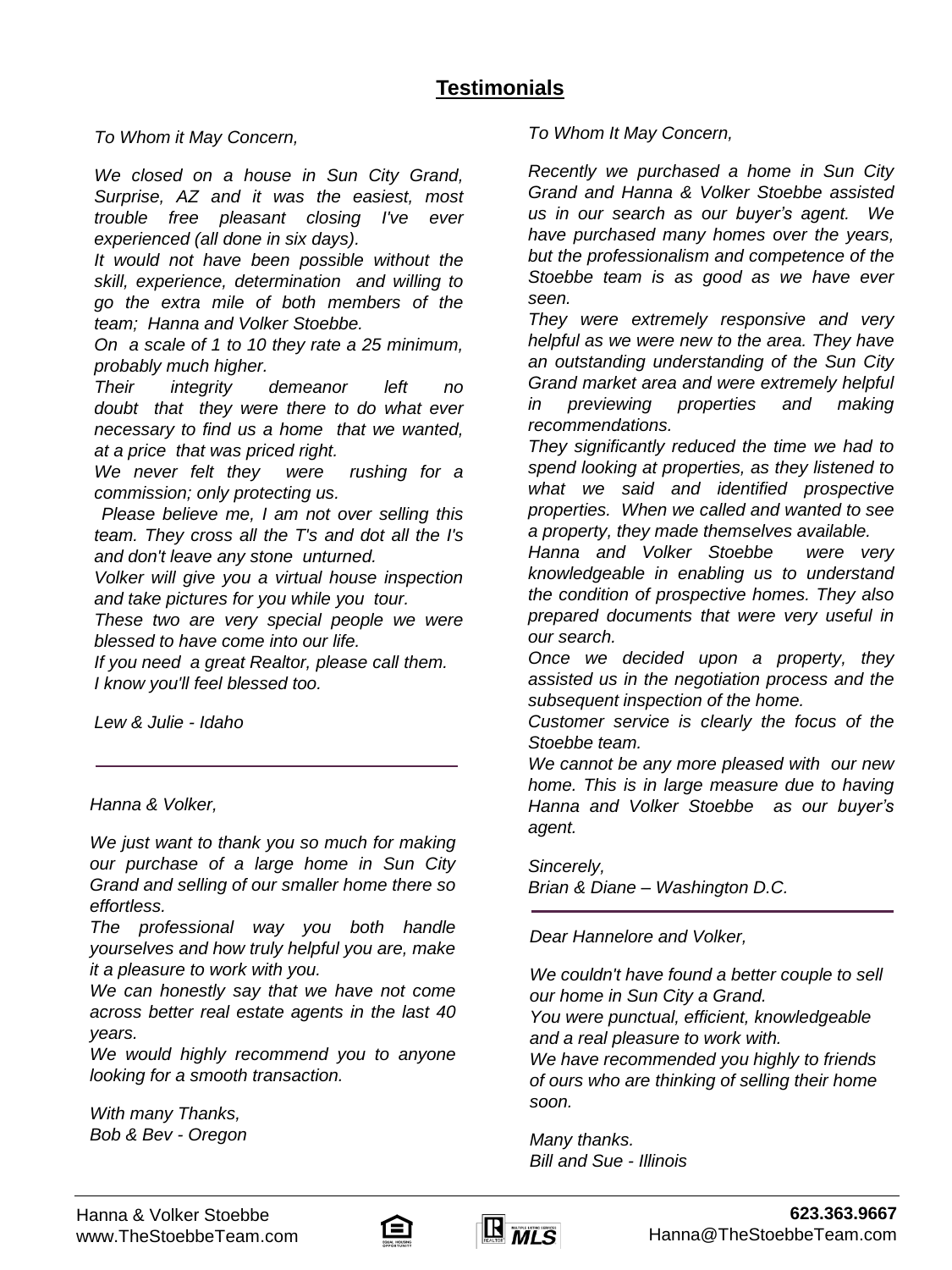## Testimonials

*To Whom it May Concern,*

*We closed on a house in Sun City Grand, Surprise, AZ and it was the easiest, most trouble free pleasant closing I've ever experienced (all done in six days).*
*It would not have been possible without the skill, experience, determination and willing to go the extra mile of both members of the team; Hanna and Volker Stoebbe.*
*On a scale of 1 to 10 they rate a 25 minimum, probably much higher.*
*Their integrity demeanor left no doubt that they were there to do what ever necessary to find us a home that we wanted, at a price that was priced right.*
*We never felt they were rushing for a commission; only protecting us.*
*Please believe me, I am not over selling this team. They cross all the T's and dot all the I's and don't leave any stone unturned.*
*Volker will give you a virtual house inspection and take pictures for you while you tour.*
*These two are very special people we were blessed to have come into our life.*
*If you need a great Realtor, please call them.*
*I know you'll feel blessed too.*

*Lew & Julie - Idaho*

---

*Hanna & Volker,*

*We just want to thank you so much for making our purchase of a large home in Sun City Grand and selling of our smaller home there so effortless.*
*The professional way you both handle yourselves and how truly helpful you are, make it a pleasure to work with you.*
*We can honestly say that we have not come across better real estate agents in the last 40 years.*
*We would highly recommend you to anyone looking for a smooth transaction.*

*With many Thanks,*
*Bob & Bev - Oregon*

---

*To Whom It May Concern,*

*Recently we purchased a home in Sun City Grand and Hanna & Volker Stoebbe assisted us in our search as our buyer's agent. We have purchased many homes over the years, but the professionalism and competence of the Stoebbe team is as good as we have ever seen.*
*They were extremely responsive and very helpful as we were new to the area. They have an outstanding understanding of the Sun City Grand market area and were extremely helpful in previewing properties and making recommendations.*
*They significantly reduced the time we had to spend looking at properties, as they listened to what we said and identified prospective properties. When we called and wanted to see a property, they made themselves available.*
*Hanna and Volker Stoebbe were very knowledgeable in enabling us to understand the condition of prospective homes. They also prepared documents that were very useful in our search.*
*Once we decided upon a property, they assisted us in the negotiation process and the subsequent inspection of the home.*
*Customer service is clearly the focus of the Stoebbe team.*
*We cannot be any more pleased with our new home. This is in large measure due to having Hanna and Volker Stoebbe as our buyer's agent.*

*Sincerely,*
*Brian & Diane – Washington D.C.*

---

*Dear Hannelore and Volker,*

*We couldn't have found a better couple to sell our home in Sun City a Grand.*
*You were punctual, efficient, knowledgeable and a real pleasure to work with.*
*We have recommended you highly to friends of ours who are thinking of selling their home soon.*

*Many thanks.*
*Bill and Sue - Illinois*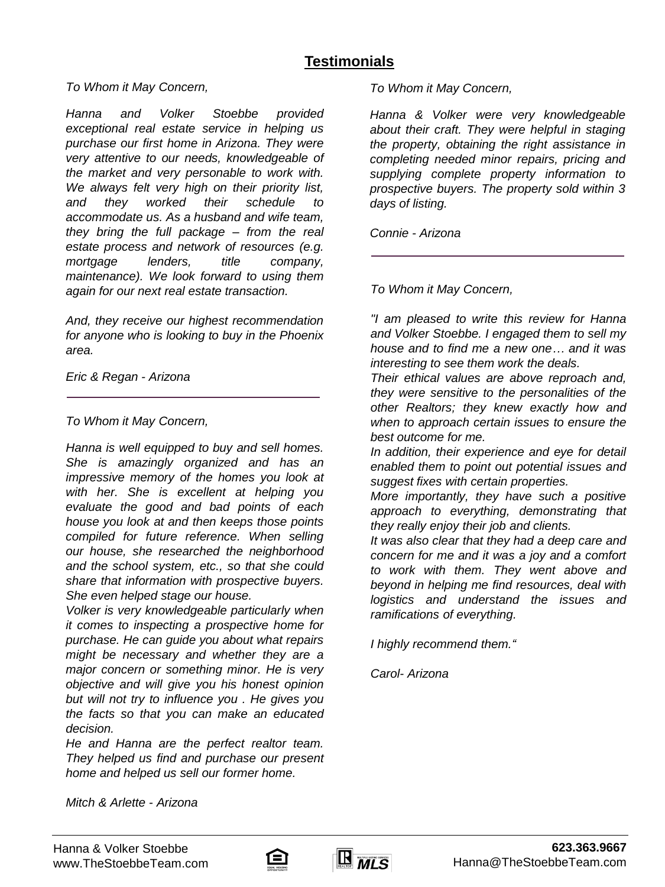## Testimonials

*To Whom it May Concern,*

*Hanna and Volker Stoebbe provided exceptional real estate service in helping us purchase our first home in Arizona. They were very attentive to our needs, knowledgeable of the market and very personable to work with. We always felt very high on their priority list, and they worked their schedule to accommodate us. As a husband and wife team, they bring the full package – from the real estate process and network of resources (e.g. mortgage lenders, title company, maintenance). We look forward to using them again for our next real estate transaction.*

*And, they receive our highest recommendation for anyone who is looking to buy in the Phoenix area.*

*Eric & Regan - Arizona*

---

*To Whom it May Concern,*

*Hanna is well equipped to buy and sell homes. She is amazingly organized and has an impressive memory of the homes you look at with her. She is excellent at helping you evaluate the good and bad points of each house you look at and then keeps those points compiled for future reference. When selling our house, she researched the neighborhood and the school system, etc., so that she could share that information with prospective buyers. She even helped stage our house.*

*Volker is very knowledgeable particularly when it comes to inspecting a prospective home for purchase. He can guide you about what repairs might be necessary and whether they are a major concern or something minor. He is very objective and will give you his honest opinion but will not try to influence you . He gives you the facts so that you can make an educated decision.*

*He and Hanna are the perfect realtor team. They helped us find and purchase our present home and helped us sell our former home.*

*Mitch & Arlette - Arizona*

*To Whom it May Concern,*

*Hanna & Volker were very knowledgeable about their craft. They were helpful in staging the property, obtaining the right assistance in completing needed minor repairs, pricing and supplying complete property information to prospective buyers. The property sold within 3 days of listing.*

*Connie - Arizona*

---

*To Whom it May Concern,*

*"I am pleased to write this review for Hanna and Volker Stoebbe. I engaged them to sell my house and to find me a new one… and it was interesting to see them work the deals.*

*Their ethical values are above reproach and, they were sensitive to the personalities of the other Realtors; they knew exactly how and when to approach certain issues to ensure the best outcome for me.*

*In addition, their experience and eye for detail enabled them to point out potential issues and suggest fixes with certain properties.*

*More importantly, they have such a positive approach to everything, demonstrating that they really enjoy their job and clients.*

*It was also clear that they had a deep care and concern for me and it was a joy and a comfort to work with them. They went above and beyond in helping me find resources, deal with logistics and understand the issues and ramifications of everything.*

*I highly recommend them."*

*Carol- Arizona*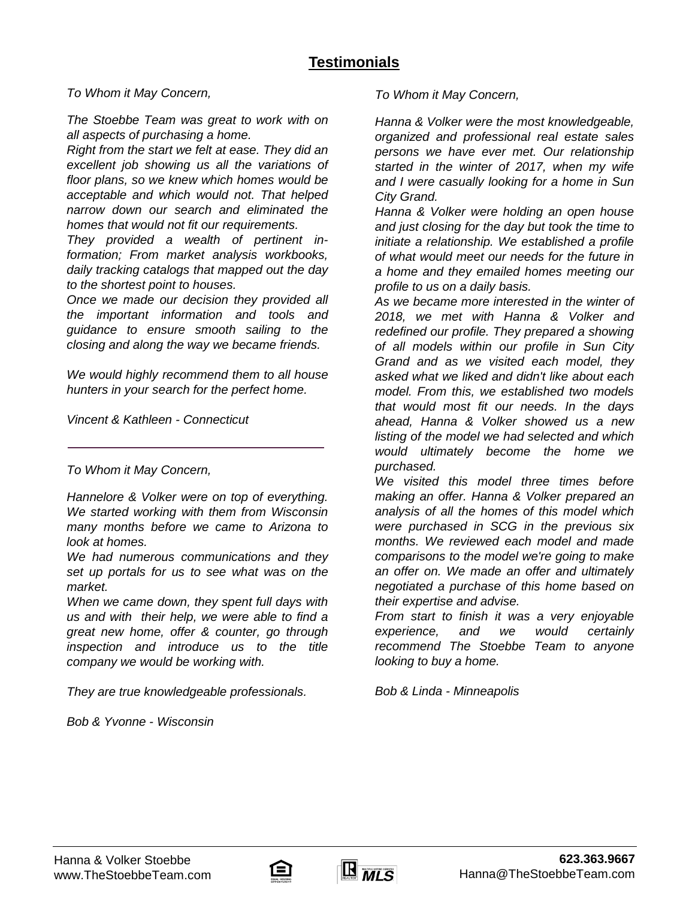## Testimonials

*To Whom it May Concern,*

*The Stoebbe Team was great to work with on all aspects of purchasing a home.*
*Right from the start we felt at ease. They did an excellent job showing us all the variations of floor plans, so we knew which homes would be acceptable and which would not. That helped narrow down our search and eliminated the homes that would not fit our requirements.*
*They provided a wealth of pertinent information; From market analysis workbooks, daily tracking catalogs that mapped out the day to the shortest point to houses.*
*Once we made our decision they provided all the important information and tools and guidance to ensure smooth sailing to the closing and along the way we became friends.*

*We would highly recommend them to all house hunters in your search for the perfect home.*

*Vincent & Kathleen - Connecticut*

---

*To Whom it May Concern,*

*Hannelore & Volker were on top of everything. We started working with them from Wisconsin many months before we came to Arizona to look at homes.*
*We had numerous communications and they set up portals for us to see what was on the market.*
*When we came down, they spent full days with us and with their help, we were able to find a great new home, offer & counter, go through inspection and introduce us to the title company we would be working with.*

*They are true knowledgeable professionals.*

*Bob & Yvonne - Wisconsin*

---

*To Whom it May Concern,*

*Hanna & Volker were the most knowledgeable, organized and professional real estate sales persons we have ever met. Our relationship started in the winter of 2017, when my wife and I were casually looking for a home in Sun City Grand.*
*Hanna & Volker were holding an open house and just closing for the day but took the time to initiate a relationship. We established a profile of what would meet our needs for the future in a home and they emailed homes meeting our profile to us on a daily basis.*
*As we became more interested in the winter of 2018, we met with Hanna & Volker and redefined our profile. They prepared a showing of all models within our profile in Sun City Grand and as we visited each model, they asked what we liked and didn't like about each model. From this, we established two models that would most fit our needs. In the days ahead, Hanna & Volker showed us a new listing of the model we had selected and which would ultimately become the home we purchased.*
*We visited this model three times before making an offer. Hanna & Volker prepared an analysis of all the homes of this model which were purchased in SCG in the previous six months. We reviewed each model and made comparisons to the model we're going to make an offer on. We made an offer and ultimately negotiated a purchase of this home based on their expertise and advise.*
*From start to finish it was a very enjoyable experience, and we would certainly recommend The Stoebbe Team to anyone looking to buy a home.*

*Bob & Linda - Minneapolis*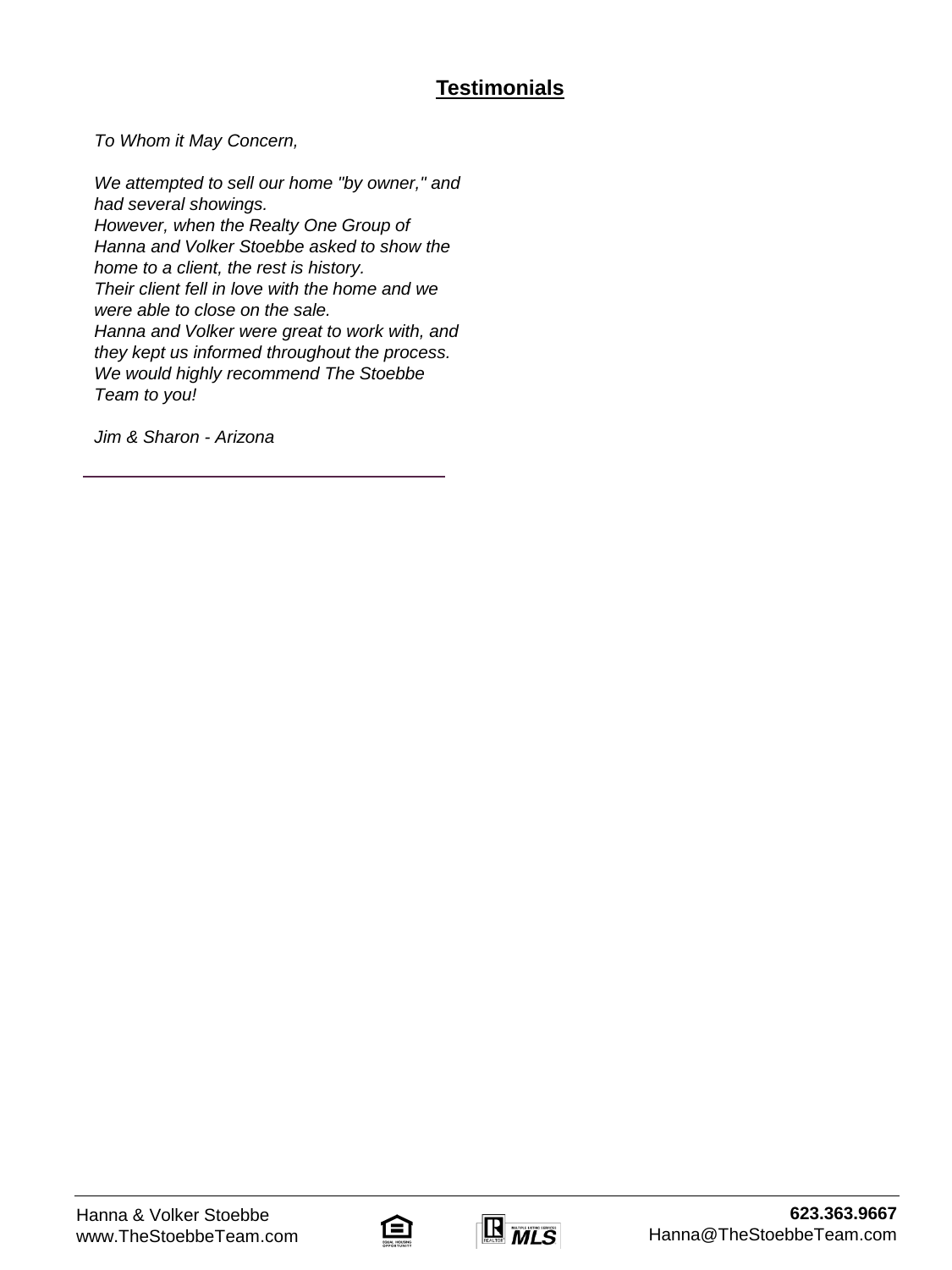## Testimonials

*To Whom it May Concern,*

*We attempted to sell our home "by owner," and had several showings.*
*However, when the Realty One Group of Hanna and Volker Stoebbe asked to show the home to a client, the rest is history.*
*Their client fell in love with the home and we were able to close on the sale.*
*Hanna and Volker were great to work with, and they kept us informed throughout the process.*
*We would highly recommend The Stoebbe Team to you!*

*Jim & Sharon - Arizona*

---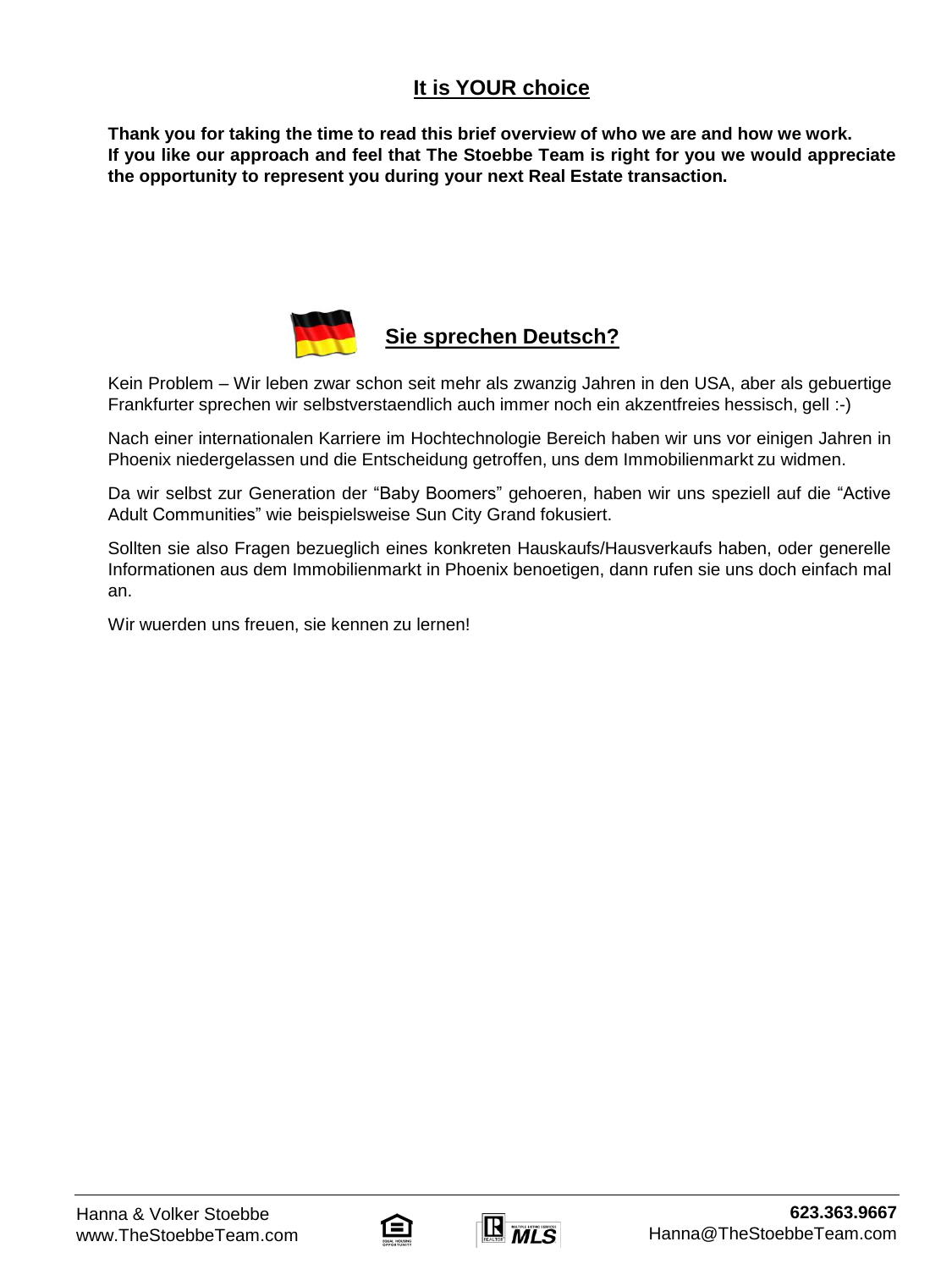## It is YOUR choice

**Thank you for taking the time to read this brief overview of who we are and how we work. If you like our approach and feel that The Stoebbe Team is right for you we would appreciate the opportunity to represent you during your next Real Estate transaction.**

## Sie sprechen Deutsch?

Kein Problem – Wir leben zwar schon seit mehr als zwanzig Jahren in den USA, aber als gebuertige Frankfurter sprechen wir selbstverstaendlich auch immer noch ein akzentfreies hessisch, gell :-)

Nach einer internationalen Karriere im Hochtechnologie Bereich haben wir uns vor einigen Jahren in Phoenix niedergelassen und die Entscheidung getroffen, uns dem Immobilienmarkt zu widmen.

Da wir selbst zur Generation der "Baby Boomers" gehoeren, haben wir uns speziell auf die "Active Adult Communities" wie beispielsweise Sun City Grand fokusiert.

Sollten sie also Fragen bezueglich eines konkreten Hauskaufs/Hausverkaufs haben, oder generelle Informationen aus dem Immobilienmarkt in Phoenix benoetigen, dann rufen sie uns doch einfach mal an.

Wir wuerden uns freuen, sie kennen zu lernen!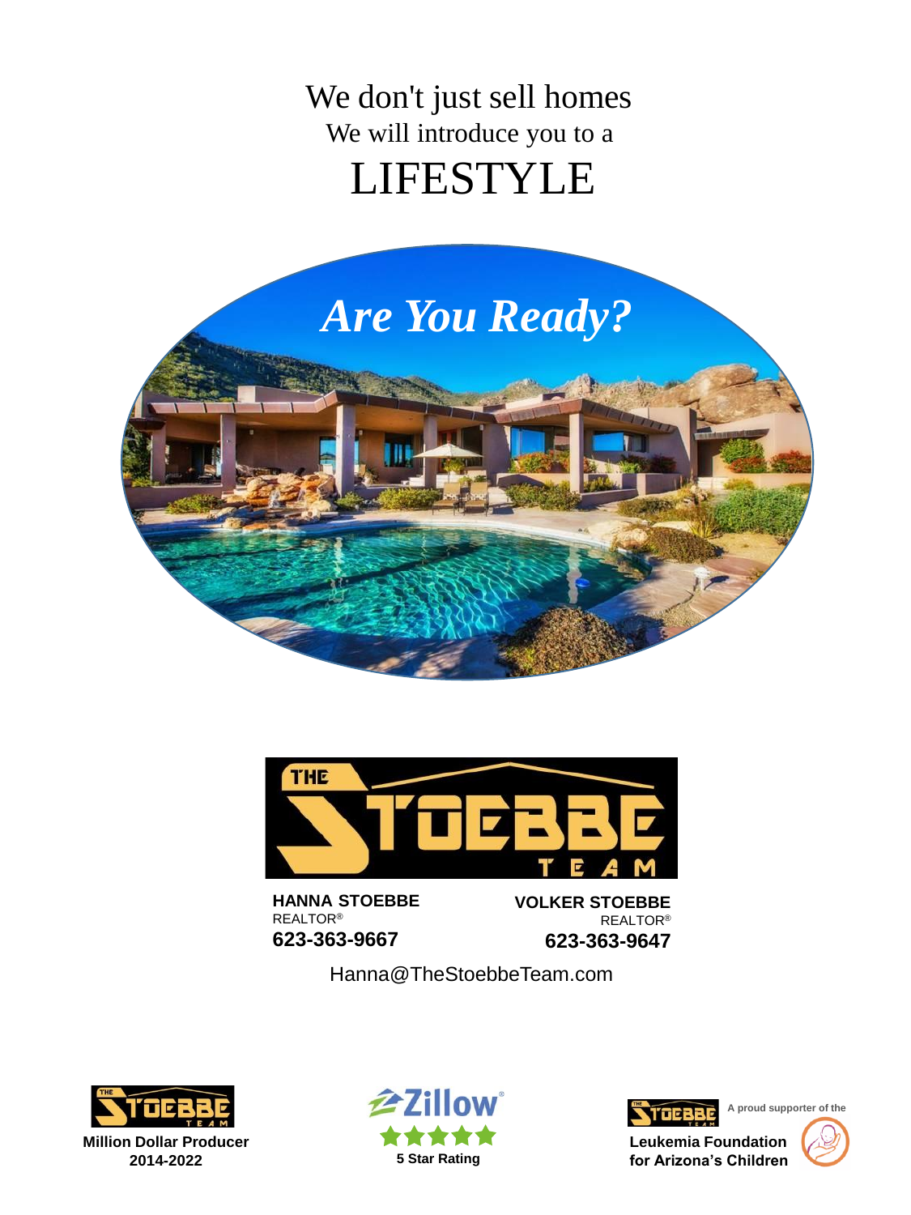We don't just sell homes

We will introduce you to a

# LIFESTYLE

*Are You Ready?*

**HANNA STOEBBE**
REALTOR®
**623-363-9667**

**VOLKER STOEBBE**
REALTOR®
**623-363-9647**

Hanna@TheStoebbeTeam.com

**Million Dollar Producer 2014-2022**

**5 Star Rating**

A proud supporter of the

**Leukemia Foundation for Arizona's Children**